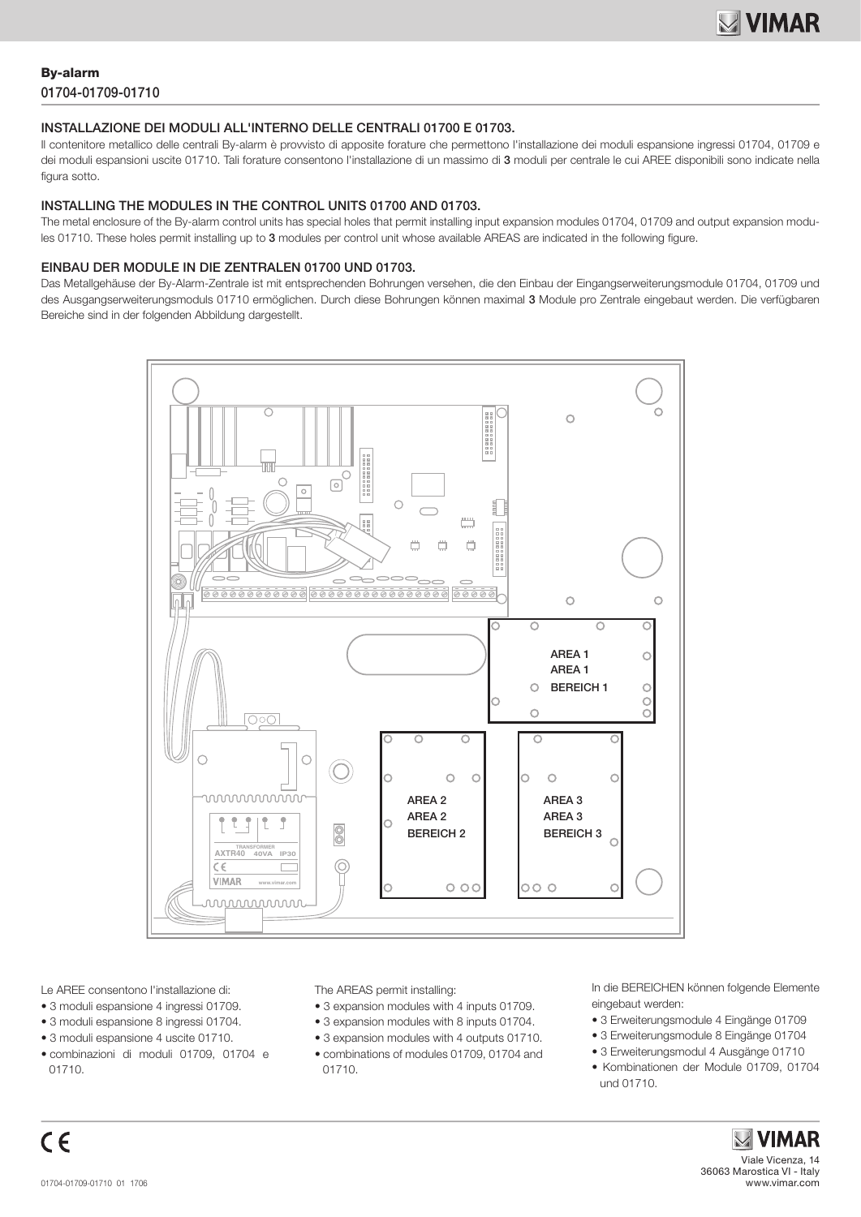**By-alarm**

01704-01709-01710

## INSTALLAZIONE DEI MODULI ALL'INTERNO DELLE CENTRALI 01700 E 01703.

Il contenitore metallico delle centrali By-alarm è provvisto di apposite forature che permettono l'installazione dei moduli espansione ingressi 01704, 01709 e dei moduli espansioni uscite 01710. Tali forature consentono l'installazione di un massimo di **3** moduli per centrale le cui AREE disponibili sono indicate nella figura sotto.

## INSTALLING THE MODULES IN THE CONTROL UNITS 01700 AND 01703.

The metal enclosure of the By-alarm control units has special holes that permit installing input expansion modules 01704, 01709 and output expansion modules 01710. These holes permit installing up to **3** modules per control unit whose available AREAS are indicated in the following figure.

## EINBAU DER MODULE IN DIE ZENTRALEN 01700 UND 01703.

Das Metallgehäuse der By-Alarm-Zentrale ist mit entsprechenden Bohrungen versehen, die den Einbau der Eingangserweiterungsmodule 01704, 01709 und des Ausgangserweiterungsmoduls 01710 ermöglichen. Durch diese Bohrungen können maximal **3** Module pro Zentrale eingebaut werden. Die verfügbaren Bereiche sind in der folgenden Abbildung dargestellt.

AREA 1
AREA 1
BEREICH 1

AREA 2
AREA 2
BEREICH 2

AREA 3
AREA 3
BEREICH 3

TRANSFORMER
AXTR40 40VA IP30
VIMAR www.vimar.com

Le AREE consentono l'installazione di:

- 3 moduli espansione 4 ingressi 01709.
- 3 moduli espansione 8 ingressi 01704.
- 3 moduli espansione 4 uscite 01710.
- combinazioni di moduli 01709, 01704 e 01710.

The AREAS permit installing:

- 3 expansion modules with 4 inputs 01709.
- 3 expansion modules with 8 inputs 01704.
- 3 expansion modules with 4 outputs 01710.
- combinations of modules 01709, 01704 and 01710.

In die BEREICHEN können folgende Elemente eingebaut werden:

- 3 Erweiterungsmodule 4 Eingänge 01709
- 3 Erweiterungsmodule 8 Eingänge 01704
- 3 Erweiterungsmodul 4 Ausgänge 01710
- Kombinationen der Module 01709, 01704 und 01710.

01704-01709-01710 01 1706

Viale Vicenza, 14
36063 Marostica VI - Italy
www.vimar.com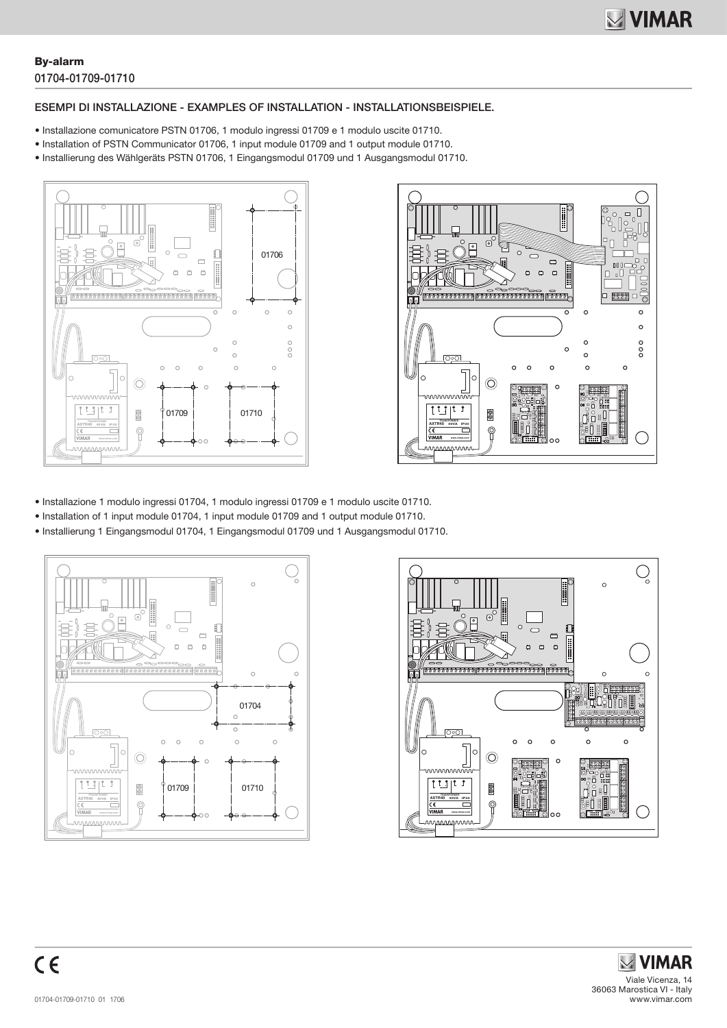**By-alarm**

01704-01709-01710

## ESEMPI DI INSTALLAZIONE - EXAMPLES OF INSTALLATION - INSTALLATIONSBEISPIELE.

- Installazione comunicatore PSTN 01706, 1 modulo ingressi 01709 e 1 modulo uscite 01710.
- Installation of PSTN Communicator 01706, 1 input module 01709 and 1 output module 01710.
- Installierung des Wählgeräts PSTN 01706, 1 Eingangsmodul 01709 und 1 Ausgangsmodul 01710.

- Installazione 1 modulo ingressi 01704, 1 modulo ingressi 01709 e 1 modulo uscite 01710.
- Installation of 1 input module 01704, 1 input module 01709 and 1 output module 01710.
- Installierung 1 Eingangsmodul 01704, 1 Eingangsmodul 01709 und 1 Ausgangsmodul 01710.

Viale Vicenza, 14
36063 Marostica VI - Italy
www.vimar.com

01704-01709-01710 01 1706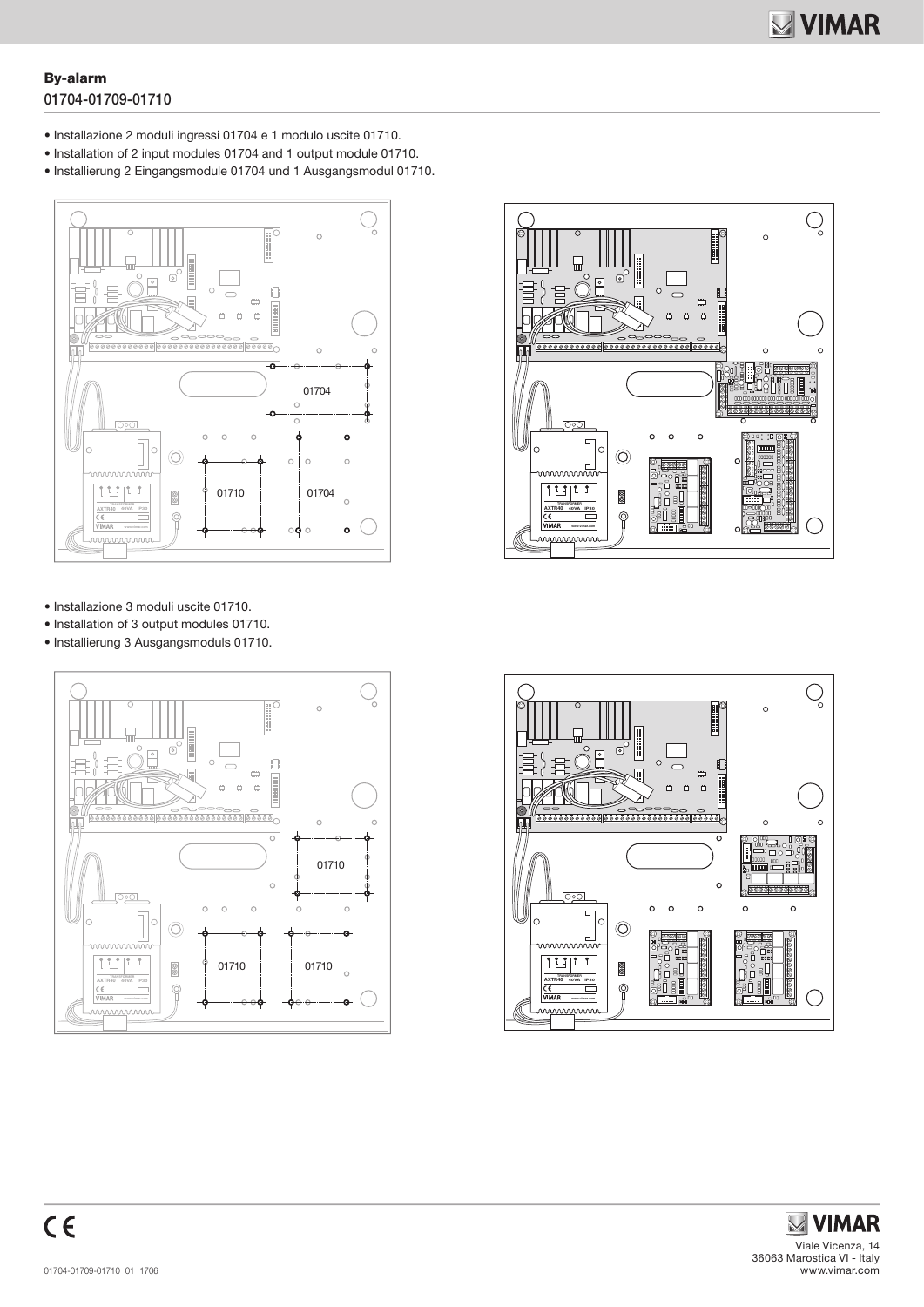## By-alarm

01704-01709-01710

- Installazione 2 moduli ingressi 01704 e 1 modulo uscite 01710.
- Installation of 2 input modules 01704 and 1 output module 01710.
- Installierung 2 Eingangsmodule 01704 und 1 Ausgangsmodul 01710.

01704

01710

01704

- Installazione 3 moduli uscite 01710.
- Installation of 3 output modules 01710.
- Installierung 3 Ausgangsmoduls 01710.

01710

01710

01710

Viale Vicenza, 14
36063 Marostica VI - Italy
www.vimar.com

01704-01709-01710 01 1706